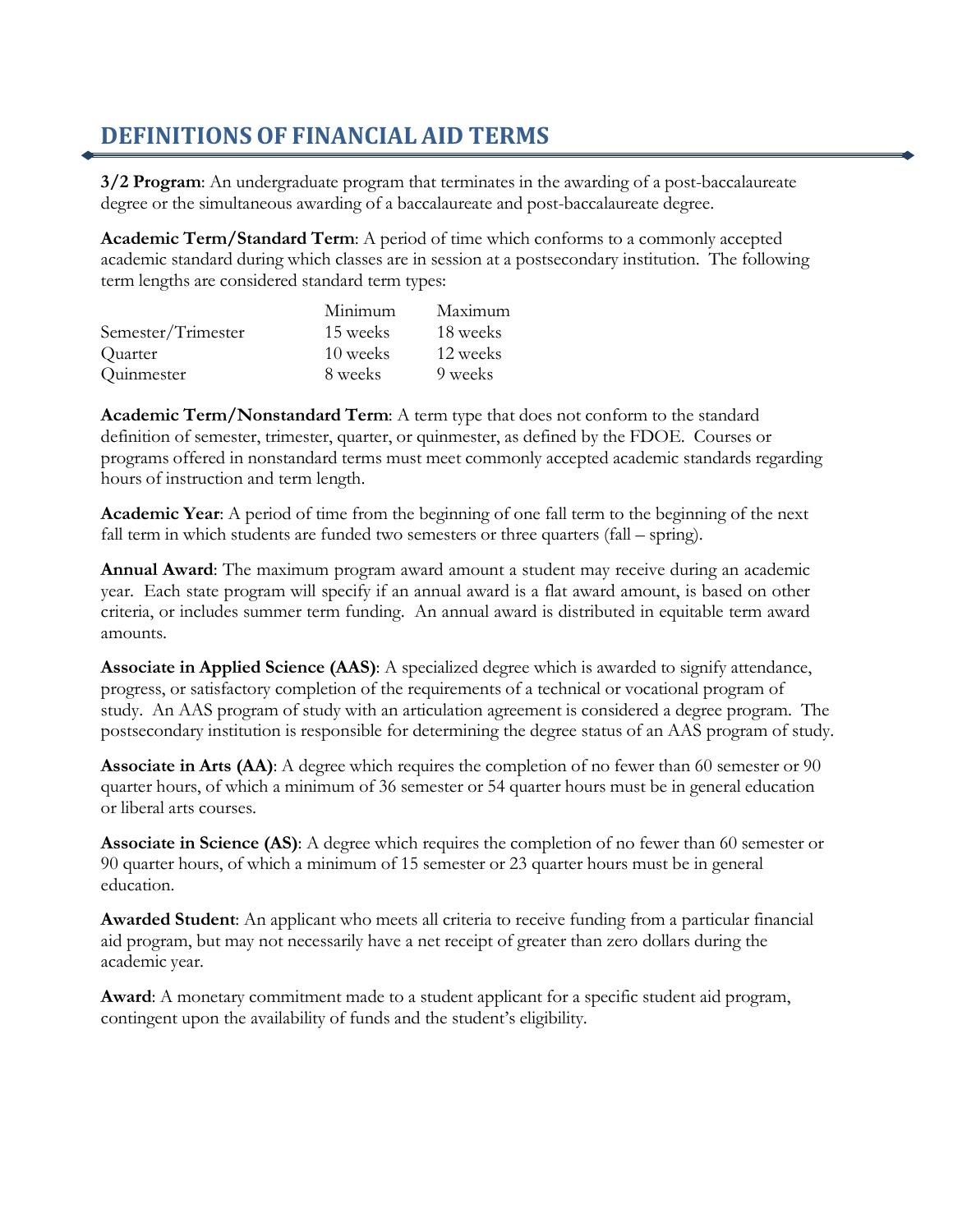# DEFINITIONS OF FINANCIAL AID TERMS

**3/2 Program**: An undergraduate program that terminates in the awarding of a post-baccalaureate degree or the simultaneous awarding of a baccalaureate and post-baccalaureate degree.

**Academic Term/Standard Term**: A period of time which conforms to a commonly accepted academic standard during which classes are in session at a postsecondary institution. The following term lengths are considered standard term types:

| | Minimum | Maximum |
|---|---|---|
| Semester/Trimester | 15 weeks | 18 weeks |
| Quarter | 10 weeks | 12 weeks |
| Quinmester | 8 weeks | 9 weeks |

**Academic Term/Nonstandard Term**: A term type that does not conform to the standard definition of semester, trimester, quarter, or quinmester, as defined by the FDOE. Courses or programs offered in nonstandard terms must meet commonly accepted academic standards regarding hours of instruction and term length.

**Academic Year**: A period of time from the beginning of one fall term to the beginning of the next fall term in which students are funded two semesters or three quarters (fall – spring).

**Annual Award**: The maximum program award amount a student may receive during an academic year. Each state program will specify if an annual award is a flat award amount, is based on other criteria, or includes summer term funding. An annual award is distributed in equitable term award amounts.

**Associate in Applied Science (AAS)**: A specialized degree which is awarded to signify attendance, progress, or satisfactory completion of the requirements of a technical or vocational program of study. An AAS program of study with an articulation agreement is considered a degree program. The postsecondary institution is responsible for determining the degree status of an AAS program of study.

**Associate in Arts (AA)**: A degree which requires the completion of no fewer than 60 semester or 90 quarter hours, of which a minimum of 36 semester or 54 quarter hours must be in general education or liberal arts courses.

**Associate in Science (AS)**: A degree which requires the completion of no fewer than 60 semester or 90 quarter hours, of which a minimum of 15 semester or 23 quarter hours must be in general education.

**Awarded Student**: An applicant who meets all criteria to receive funding from a particular financial aid program, but may not necessarily have a net receipt of greater than zero dollars during the academic year.

**Award**: A monetary commitment made to a student applicant for a specific student aid program, contingent upon the availability of funds and the student's eligibility.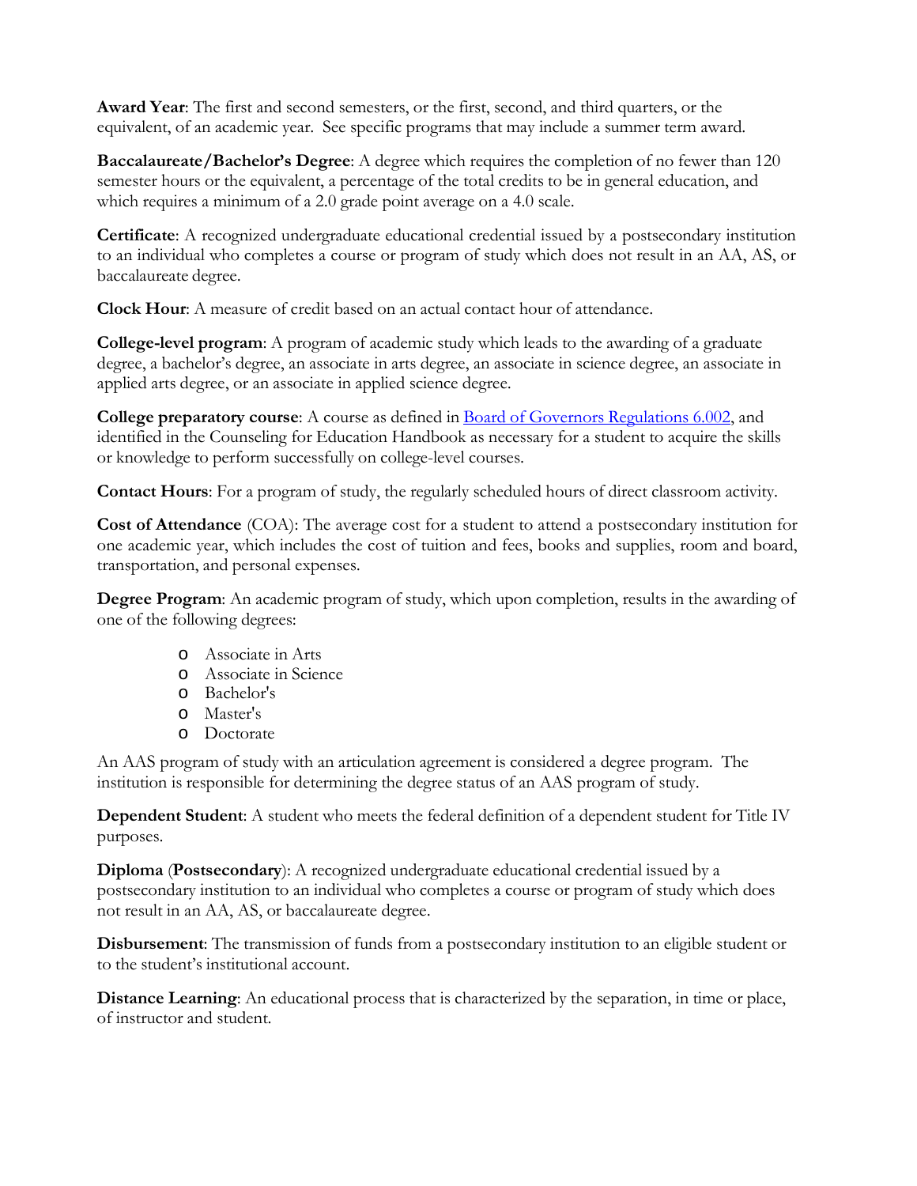**Award Year**: The first and second semesters, or the first, second, and third quarters, or the equivalent, of an academic year. See specific programs that may include a summer term award.

**Baccalaureate/Bachelor's Degree**: A degree which requires the completion of no fewer than 120 semester hours or the equivalent, a percentage of the total credits to be in general education, and which requires a minimum of a 2.0 grade point average on a 4.0 scale.

**Certificate**: A recognized undergraduate educational credential issued by a postsecondary institution to an individual who completes a course or program of study which does not result in an AA, AS, or baccalaureate degree.

**Clock Hour**: A measure of credit based on an actual contact hour of attendance.

**College-level program**: A program of academic study which leads to the awarding of a graduate degree, a bachelor's degree, an associate in arts degree, an associate in science degree, an associate in applied arts degree, or an associate in applied science degree.

**College preparatory course**: A course as defined in Board of Governors Regulations 6.002, and identified in the Counseling for Education Handbook as necessary for a student to acquire the skills or knowledge to perform successfully on college-level courses.

**Contact Hours**: For a program of study, the regularly scheduled hours of direct classroom activity.

**Cost of Attendance** (COA): The average cost for a student to attend a postsecondary institution for one academic year, which includes the cost of tuition and fees, books and supplies, room and board, transportation, and personal expenses.

**Degree Program**: An academic program of study, which upon completion, results in the awarding of one of the following degrees:

- Associate in Arts
- Associate in Science
- Bachelor's
- Master's
- Doctorate

An AAS program of study with an articulation agreement is considered a degree program. The institution is responsible for determining the degree status of an AAS program of study.

**Dependent Student**: A student who meets the federal definition of a dependent student for Title IV purposes.

**Diploma** (**Postsecondary**): A recognized undergraduate educational credential issued by a postsecondary institution to an individual who completes a course or program of study which does not result in an AA, AS, or baccalaureate degree.

**Disbursement**: The transmission of funds from a postsecondary institution to an eligible student or to the student's institutional account.

**Distance Learning**: An educational process that is characterized by the separation, in time or place, of instructor and student.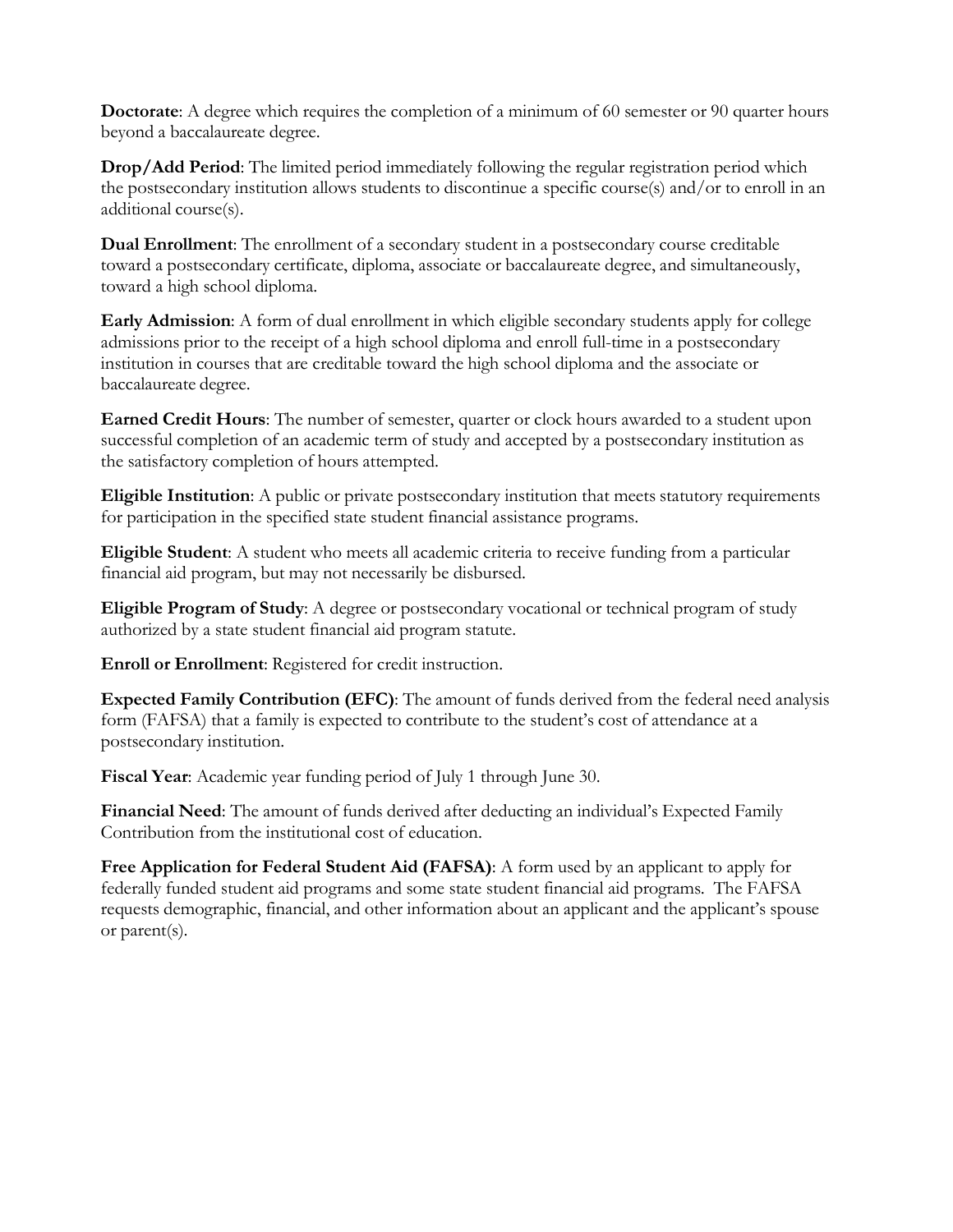**Doctorate**: A degree which requires the completion of a minimum of 60 semester or 90 quarter hours beyond a baccalaureate degree.

**Drop/Add Period**: The limited period immediately following the regular registration period which the postsecondary institution allows students to discontinue a specific course(s) and/or to enroll in an additional course(s).

**Dual Enrollment**: The enrollment of a secondary student in a postsecondary course creditable toward a postsecondary certificate, diploma, associate or baccalaureate degree, and simultaneously, toward a high school diploma.

**Early Admission**: A form of dual enrollment in which eligible secondary students apply for college admissions prior to the receipt of a high school diploma and enroll full-time in a postsecondary institution in courses that are creditable toward the high school diploma and the associate or baccalaureate degree.

**Earned Credit Hours**: The number of semester, quarter or clock hours awarded to a student upon successful completion of an academic term of study and accepted by a postsecondary institution as the satisfactory completion of hours attempted.

**Eligible Institution**: A public or private postsecondary institution that meets statutory requirements for participation in the specified state student financial assistance programs.

**Eligible Student**: A student who meets all academic criteria to receive funding from a particular financial aid program, but may not necessarily be disbursed.

**Eligible Program of Study**: A degree or postsecondary vocational or technical program of study authorized by a state student financial aid program statute.

**Enroll or Enrollment**: Registered for credit instruction.

**Expected Family Contribution (EFC)**: The amount of funds derived from the federal need analysis form (FAFSA) that a family is expected to contribute to the student's cost of attendance at a postsecondary institution.

**Fiscal Year**: Academic year funding period of July 1 through June 30.

**Financial Need**: The amount of funds derived after deducting an individual's Expected Family Contribution from the institutional cost of education.

**Free Application for Federal Student Aid (FAFSA)**: A form used by an applicant to apply for federally funded student aid programs and some state student financial aid programs. The FAFSA requests demographic, financial, and other information about an applicant and the applicant's spouse or parent(s).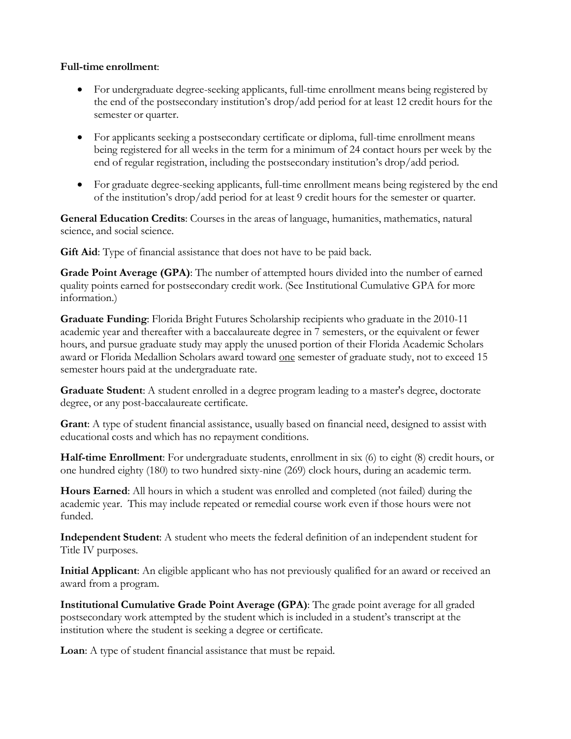**Full-time enrollment**:

- For undergraduate degree-seeking applicants, full-time enrollment means being registered by the end of the postsecondary institution's drop/add period for at least 12 credit hours for the semester or quarter.

- For applicants seeking a postsecondary certificate or diploma, full-time enrollment means being registered for all weeks in the term for a minimum of 24 contact hours per week by the end of regular registration, including the postsecondary institution's drop/add period.

- For graduate degree-seeking applicants, full-time enrollment means being registered by the end of the institution's drop/add period for at least 9 credit hours for the semester or quarter.

**General Education Credits**: Courses in the areas of language, humanities, mathematics, natural science, and social science.

**Gift Aid**: Type of financial assistance that does not have to be paid back.

**Grade Point Average (GPA)**: The number of attempted hours divided into the number of earned quality points earned for postsecondary credit work. (See Institutional Cumulative GPA for more information.)

**Graduate Funding**: Florida Bright Futures Scholarship recipients who graduate in the 2010-11 academic year and thereafter with a baccalaureate degree in 7 semesters, or the equivalent or fewer hours, and pursue graduate study may apply the unused portion of their Florida Academic Scholars award or Florida Medallion Scholars award toward <u>one</u> semester of graduate study, not to exceed 15 semester hours paid at the undergraduate rate.

**Graduate Student**: A student enrolled in a degree program leading to a master's degree, doctorate degree, or any post-baccalaureate certificate.

**Grant**: A type of student financial assistance, usually based on financial need, designed to assist with educational costs and which has no repayment conditions.

**Half-time Enrollment**: For undergraduate students, enrollment in six (6) to eight (8) credit hours, or one hundred eighty (180) to two hundred sixty-nine (269) clock hours, during an academic term.

**Hours Earned**: All hours in which a student was enrolled and completed (not failed) during the academic year. This may include repeated or remedial course work even if those hours were not funded.

**Independent Student**: A student who meets the federal definition of an independent student for Title IV purposes.

**Initial Applicant**: An eligible applicant who has not previously qualified for an award or received an award from a program.

**Institutional Cumulative Grade Point Average (GPA)**: The grade point average for all graded postsecondary work attempted by the student which is included in a student's transcript at the institution where the student is seeking a degree or certificate.

**Loan**: A type of student financial assistance that must be repaid.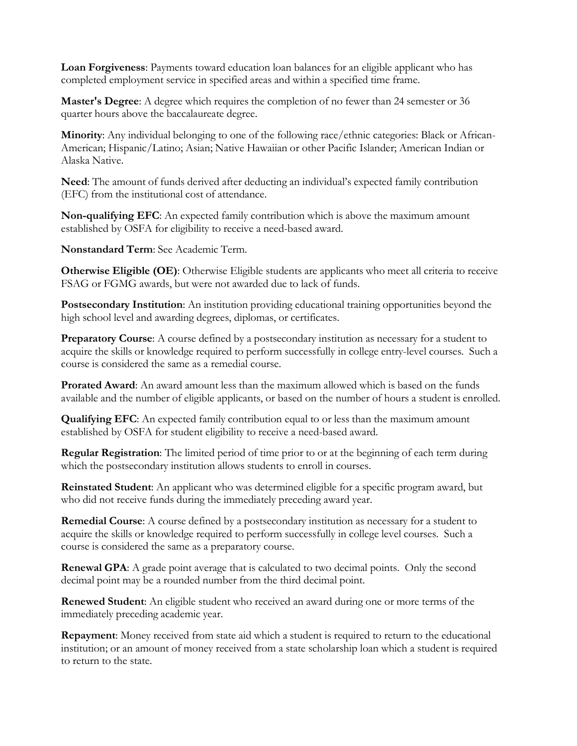**Loan Forgiveness**: Payments toward education loan balances for an eligible applicant who has completed employment service in specified areas and within a specified time frame.

**Master's Degree**: A degree which requires the completion of no fewer than 24 semester or 36 quarter hours above the baccalaureate degree.

**Minority**: Any individual belonging to one of the following race/ethnic categories: Black or African-American; Hispanic/Latino; Asian; Native Hawaiian or other Pacific Islander; American Indian or Alaska Native.

**Need**: The amount of funds derived after deducting an individual's expected family contribution (EFC) from the institutional cost of attendance.

**Non-qualifying EFC**: An expected family contribution which is above the maximum amount established by OSFA for eligibility to receive a need-based award.

**Nonstandard Term**: See Academic Term.

**Otherwise Eligible (OE)**: Otherwise Eligible students are applicants who meet all criteria to receive FSAG or FGMG awards, but were not awarded due to lack of funds.

**Postsecondary Institution**: An institution providing educational training opportunities beyond the high school level and awarding degrees, diplomas, or certificates.

**Preparatory Course**: A course defined by a postsecondary institution as necessary for a student to acquire the skills or knowledge required to perform successfully in college entry-level courses. Such a course is considered the same as a remedial course.

**Prorated Award**: An award amount less than the maximum allowed which is based on the funds available and the number of eligible applicants, or based on the number of hours a student is enrolled.

**Qualifying EFC**: An expected family contribution equal to or less than the maximum amount established by OSFA for student eligibility to receive a need-based award.

**Regular Registration**: The limited period of time prior to or at the beginning of each term during which the postsecondary institution allows students to enroll in courses.

**Reinstated Student**: An applicant who was determined eligible for a specific program award, but who did not receive funds during the immediately preceding award year.

**Remedial Course**: A course defined by a postsecondary institution as necessary for a student to acquire the skills or knowledge required to perform successfully in college level courses. Such a course is considered the same as a preparatory course.

**Renewal GPA**: A grade point average that is calculated to two decimal points. Only the second decimal point may be a rounded number from the third decimal point.

**Renewed Student**: An eligible student who received an award during one or more terms of the immediately preceding academic year.

**Repayment**: Money received from state aid which a student is required to return to the educational institution; or an amount of money received from a state scholarship loan which a student is required to return to the state.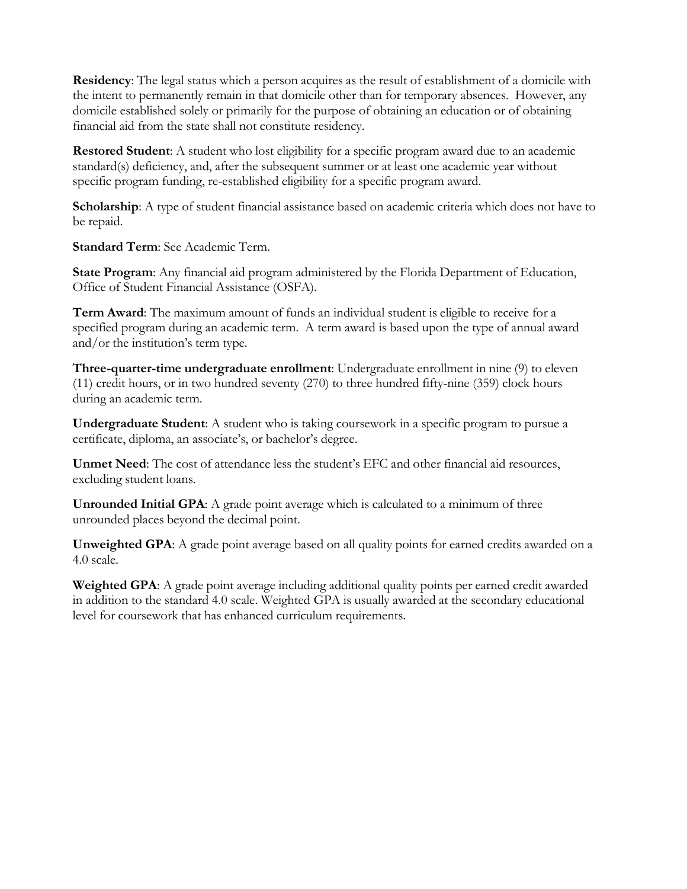**Residency**: The legal status which a person acquires as the result of establishment of a domicile with the intent to permanently remain in that domicile other than for temporary absences. However, any domicile established solely or primarily for the purpose of obtaining an education or of obtaining financial aid from the state shall not constitute residency.

**Restored Student**: A student who lost eligibility for a specific program award due to an academic standard(s) deficiency, and, after the subsequent summer or at least one academic year without specific program funding, re-established eligibility for a specific program award.

**Scholarship**: A type of student financial assistance based on academic criteria which does not have to be repaid.

**Standard Term**: See Academic Term.

**State Program**: Any financial aid program administered by the Florida Department of Education, Office of Student Financial Assistance (OSFA).

**Term Award**: The maximum amount of funds an individual student is eligible to receive for a specified program during an academic term. A term award is based upon the type of annual award and/or the institution's term type.

**Three-quarter-time undergraduate enrollment**: Undergraduate enrollment in nine (9) to eleven (11) credit hours, or in two hundred seventy (270) to three hundred fifty-nine (359) clock hours during an academic term.

**Undergraduate Student**: A student who is taking coursework in a specific program to pursue a certificate, diploma, an associate's, or bachelor's degree.

**Unmet Need**: The cost of attendance less the student's EFC and other financial aid resources, excluding student loans.

**Unrounded Initial GPA**: A grade point average which is calculated to a minimum of three unrounded places beyond the decimal point.

**Unweighted GPA**: A grade point average based on all quality points for earned credits awarded on a 4.0 scale.

**Weighted GPA**: A grade point average including additional quality points per earned credit awarded in addition to the standard 4.0 scale. Weighted GPA is usually awarded at the secondary educational level for coursework that has enhanced curriculum requirements.